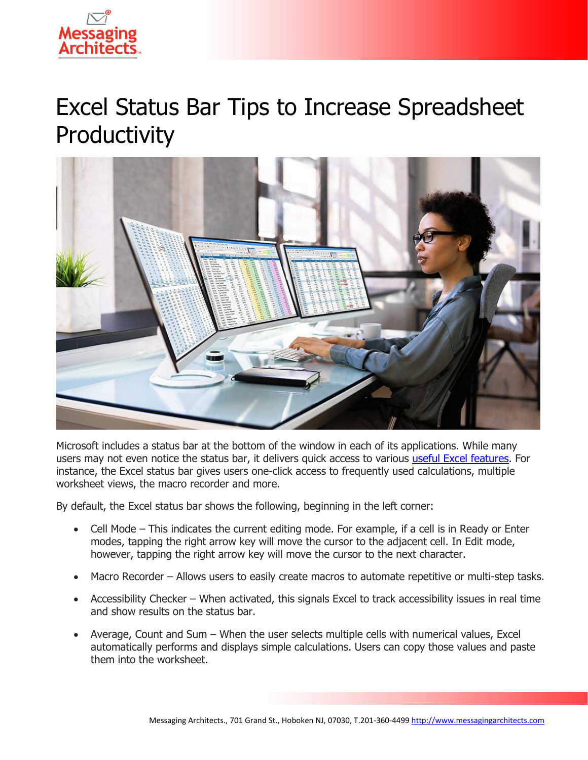# Excel Status Bar Tips to Increase Spreadsheet Productivity

Microsoft includes a status bar at the bottom of the window in each of its applications. While many users may not even notice the status bar, it delivers quick access to various useful Excel features. For instance, the Excel status bar gives users one-click access to frequently used calculations, multiple worksheet views, the macro recorder and more.

By default, the Excel status bar shows the following, beginning in the left corner:

- Cell Mode – This indicates the current editing mode. For example, if a cell is in Ready or Enter modes, tapping the right arrow key will move the cursor to the adjacent cell. In Edit mode, however, tapping the right arrow key will move the cursor to the next character.
- Macro Recorder – Allows users to easily create macros to automate repetitive or multi-step tasks.
- Accessibility Checker – When activated, this signals Excel to track accessibility issues in real time and show results on the status bar.
- Average, Count and Sum – When the user selects multiple cells with numerical values, Excel automatically performs and displays simple calculations. Users can copy those values and paste them into the worksheet.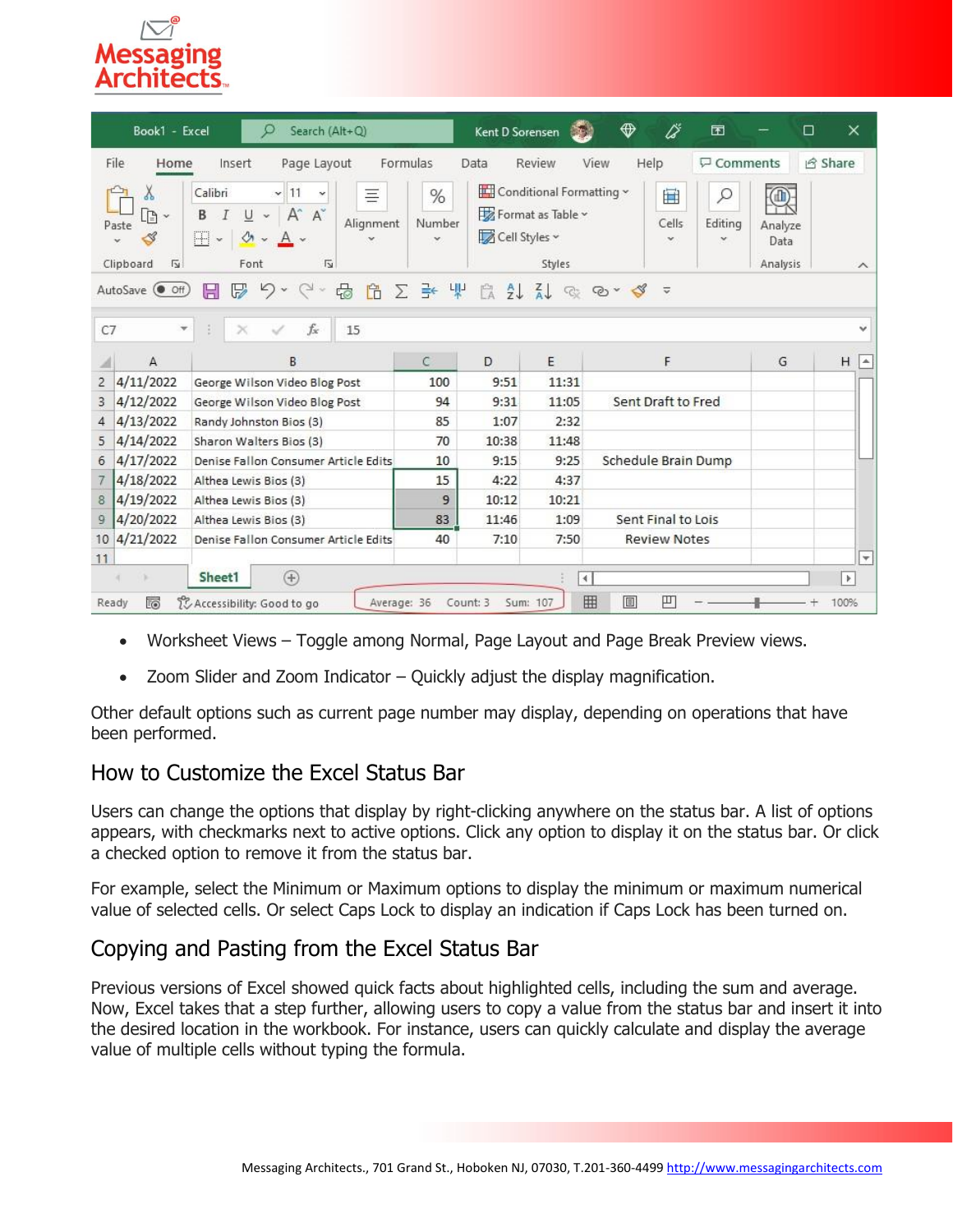- Worksheet Views – Toggle among Normal, Page Layout and Page Break Preview views.
- Zoom Slider and Zoom Indicator – Quickly adjust the display magnification.

Other default options such as current page number may display, depending on operations that have been performed.

## How to Customize the Excel Status Bar

Users can change the options that display by right-clicking anywhere on the status bar. A list of options appears, with checkmarks next to active options. Click any option to display it on the status bar. Or click a checked option to remove it from the status bar.

For example, select the Minimum or Maximum options to display the minimum or maximum numerical value of selected cells. Or select Caps Lock to display an indication if Caps Lock has been turned on.

## Copying and Pasting from the Excel Status Bar

Previous versions of Excel showed quick facts about highlighted cells, including the sum and average. Now, Excel takes that a step further, allowing users to copy a value from the status bar and insert it into the desired location in the workbook. For instance, users can quickly calculate and display the average value of multiple cells without typing the formula.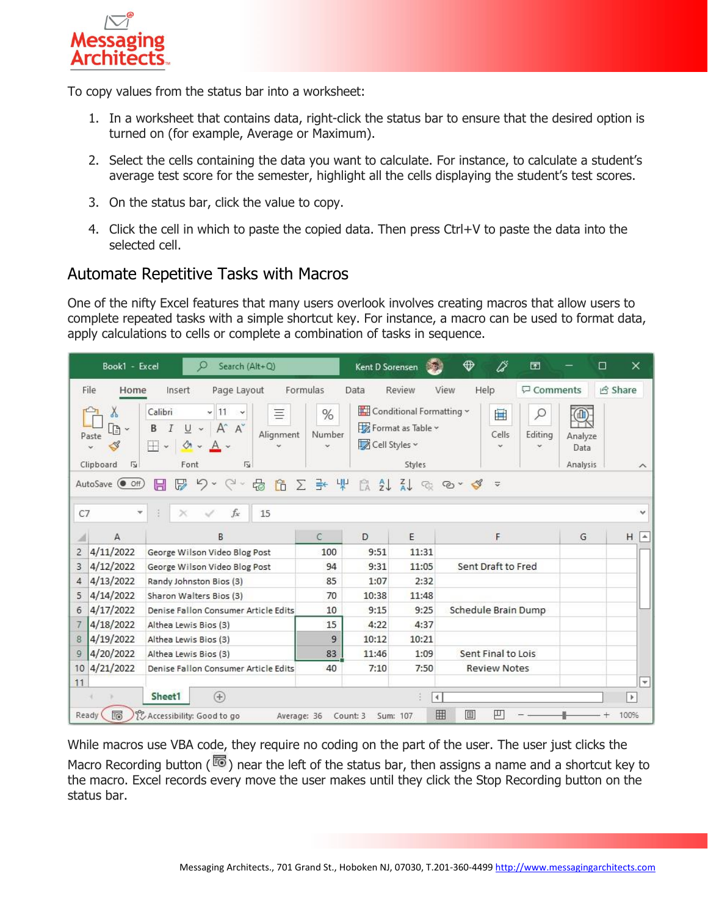To copy values from the status bar into a worksheet:

1. In a worksheet that contains data, right-click the status bar to ensure that the desired option is turned on (for example, Average or Maximum).
2. Select the cells containing the data you want to calculate. For instance, to calculate a student's average test score for the semester, highlight all the cells displaying the student's test scores.
3. On the status bar, click the value to copy.
4. Click the cell in which to paste the copied data. Then press Ctrl+V to paste the data into the selected cell.

## Automate Repetitive Tasks with Macros

One of the nifty Excel features that many users overlook involves creating macros that allow users to complete repeated tasks with a simple shortcut key. For instance, a macro can be used to format data, apply calculations to cells or complete a combination of tasks in sequence.

While macros use VBA code, they require no coding on the part of the user. The user just clicks the Macro Recording button ( ) near the left of the status bar, then assigns a name and a shortcut key to the macro. Excel records every move the user makes until they click the Stop Recording button on the status bar.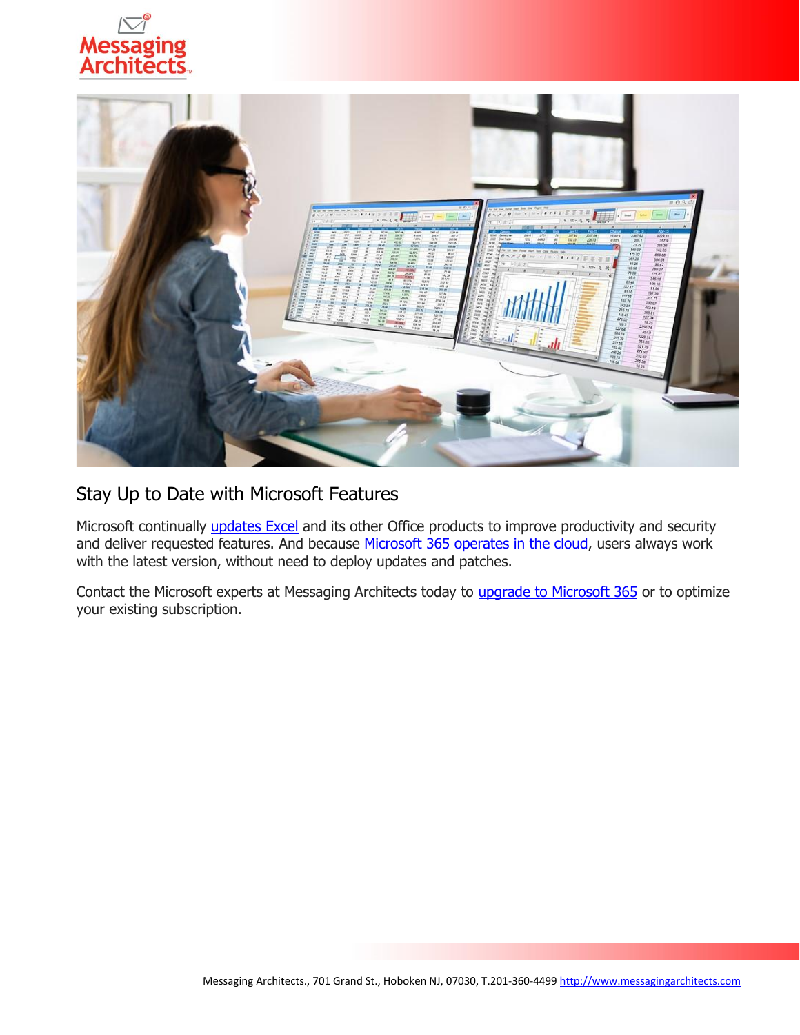## Stay Up to Date with Microsoft Features

Microsoft continually updates Excel and its other Office products to improve productivity and security and deliver requested features. And because Microsoft 365 operates in the cloud, users always work with the latest version, without need to deploy updates and patches.

Contact the Microsoft experts at Messaging Architects today to upgrade to Microsoft 365 or to optimize your existing subscription.